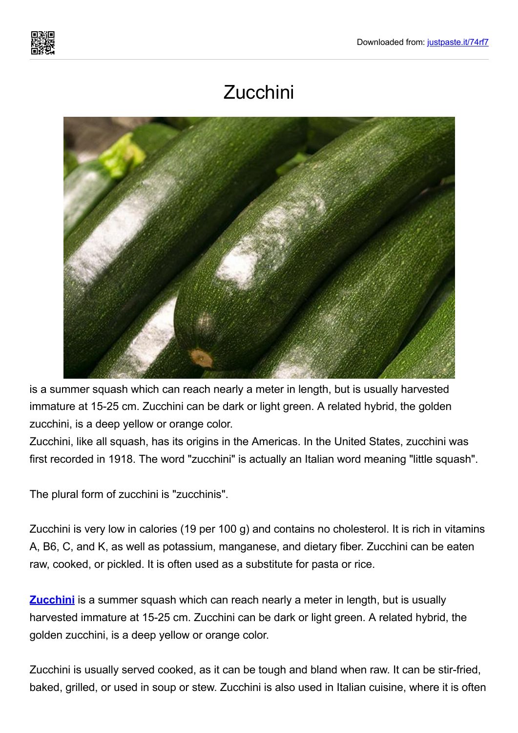# Zucchini

is a summer squash which can reach nearly a meter in length, but is usually harvested immature at 15-25 cm. Zucchini can be dark or light green. A related hybrid, the golden zucchini, is a deep yellow or orange color.
Zucchini, like all squash, has its origins in the Americas. In the United States, zucchini was first recorded in 1918. The word "zucchini" is actually an Italian word meaning "little squash".

The plural form of zucchini is "zucchinis".

Zucchini is very low in calories (19 per 100 g) and contains no cholesterol. It is rich in vitamins A, B6, C, and K, as well as potassium, manganese, and dietary fiber. Zucchini can be eaten raw, cooked, or pickled. It is often used as a substitute for pasta or rice.

**Zucchini** is a summer squash which can reach nearly a meter in length, but is usually harvested immature at 15-25 cm. Zucchini can be dark or light green. A related hybrid, the golden zucchini, is a deep yellow or orange color.

Zucchini is usually served cooked, as it can be tough and bland when raw. It can be stir-fried, baked, grilled, or used in soup or stew. Zucchini is also used in Italian cuisine, where it is often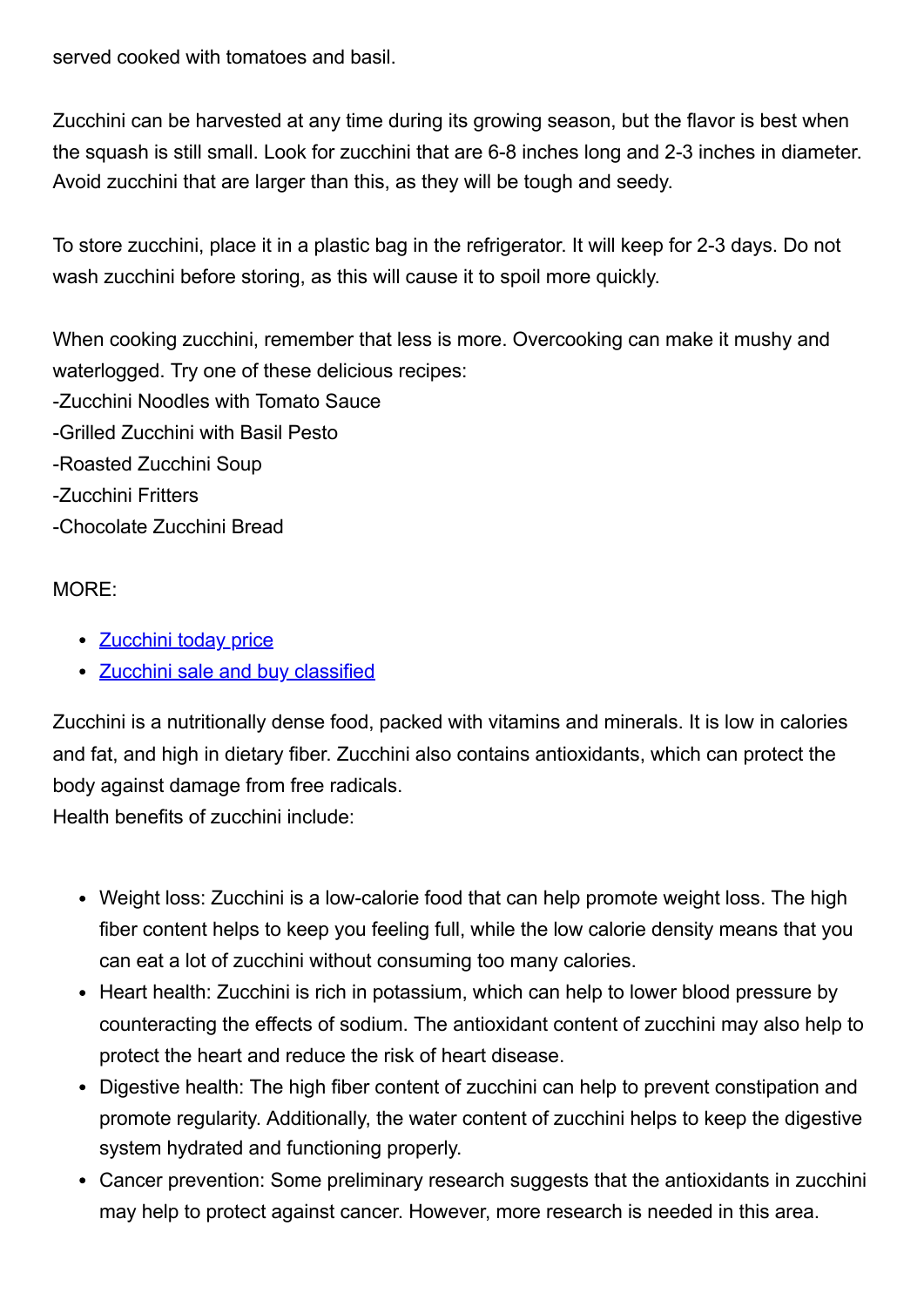served cooked with tomatoes and basil.

Zucchini can be harvested at any time during its growing season, but the flavor is best when the squash is still small. Look for zucchini that are 6-8 inches long and 2-3 inches in diameter. Avoid zucchini that are larger than this, as they will be tough and seedy.

To store zucchini, place it in a plastic bag in the refrigerator. It will keep for 2-3 days. Do not wash zucchini before storing, as this will cause it to spoil more quickly.

When cooking zucchini, remember that less is more. Overcooking can make it mushy and waterlogged. Try one of these delicious recipes:
-Zucchini Noodles with Tomato Sauce
-Grilled Zucchini with Basil Pesto
-Roasted Zucchini Soup
-Zucchini Fritters
-Chocolate Zucchini Bread

MORE:

- Zucchini today price
- Zucchini sale and buy classified

Zucchini is a nutritionally dense food, packed with vitamins and minerals. It is low in calories and fat, and high in dietary fiber. Zucchini also contains antioxidants, which can protect the body against damage from free radicals.
Health benefits of zucchini include:

- Weight loss: Zucchini is a low-calorie food that can help promote weight loss. The high fiber content helps to keep you feeling full, while the low calorie density means that you can eat a lot of zucchini without consuming too many calories.
- Heart health: Zucchini is rich in potassium, which can help to lower blood pressure by counteracting the effects of sodium. The antioxidant content of zucchini may also help to protect the heart and reduce the risk of heart disease.
- Digestive health: The high fiber content of zucchini can help to prevent constipation and promote regularity. Additionally, the water content of zucchini helps to keep the digestive system hydrated and functioning properly.
- Cancer prevention: Some preliminary research suggests that the antioxidants in zucchini may help to protect against cancer. However, more research is needed in this area.